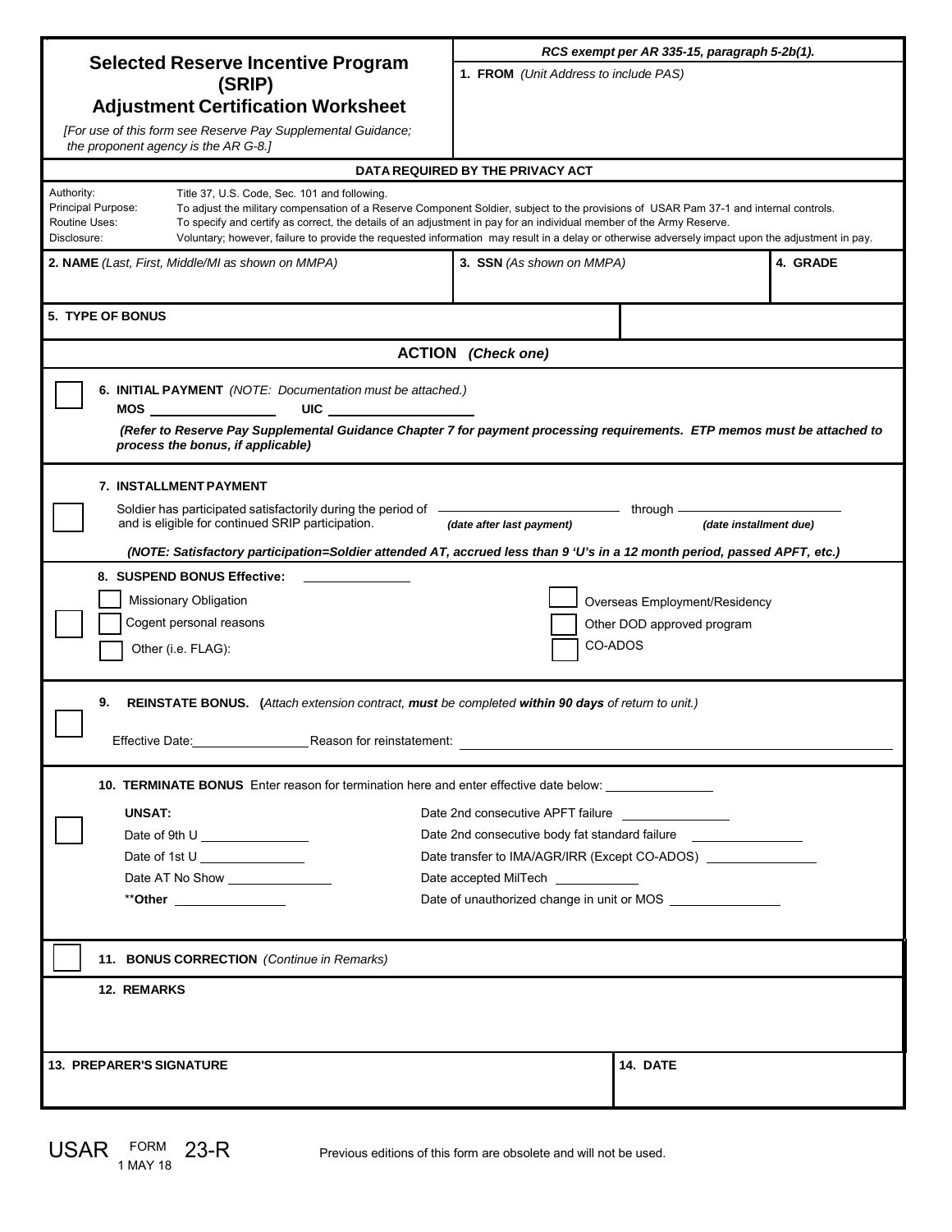# Selected Reserve Incentive Program (SRIP) Adjustment Certification Worksheet

*[For use of this form see Reserve Pay Supplemental Guidance; the proponent agency is the AR G-8.]*

*RCS exempt per AR 335-15, paragraph 5-2b(1).*

**1. FROM** *(Unit Address to include PAS)*

**DATA REQUIRED BY THE PRIVACY ACT**

| | |
|---|---|
| Authority: | Title 37, U.S. Code, Sec. 101 and following. |
| Principal Purpose: | To adjust the military compensation of a Reserve Component Soldier, subject to the provisions of USAR Pam 37-1 and internal controls. |
| Routine Uses: | To specify and certify as correct, the details of an adjustment in pay for an individual member of the Army Reserve. |
| Disclosure: | Voluntary; however, failure to provide the requested information may result in a delay or otherwise adversely impact upon the adjustment in pay. |

| **2. NAME** *(Last, First, Middle/MI as shown on MMPA)* | **3. SSN** *(As shown on MMPA)* | **4. GRADE** |
|---|---|---|
| | | |

**5. TYPE OF BONUS**

## ACTION *(Check one)*

☐ **6. INITIAL PAYMENT** *(NOTE: Documentation must be attached.)*

**MOS** ________ **UIC** ________

***(Refer to Reserve Pay Supplemental Guidance Chapter 7 for payment processing requirements. ETP memos must be attached to process the bonus, if applicable)***

☐ **7. INSTALLMENT PAYMENT**

Soldier has participated satisfactorily during the period of ________ *(date after last payment)* through ________ *(date installment due)* and is eligible for continued SRIP participation.

***(NOTE: Satisfactory participation=Soldier attended AT, accrued less than 9 'U's in a 12 month period, passed APFT, etc.)***

☐ **8. SUSPEND BONUS Effective:** ________

- ☐ Missionary Obligation
- ☐ Cogent personal reasons
- ☐ Other (i.e. FLAG):
- ☐ Overseas Employment/Residency
- ☐ Other DOD approved program
- ☐ CO-ADOS

☐ **9. REINSTATE BONUS. (***Attach extension contract,* ***must*** *be completed* ***within 90 days*** *of return to unit.)*

Effective Date: ________ Reason for reinstatement: ________

☐ **10. TERMINATE BONUS** Enter reason for termination here and enter effective date below: ________

**UNSAT:**

- Date of 9th U ________
- Date of 1st U ________
- Date AT No Show ________
- ****Other** ________
- Date 2nd consecutive APFT failure ________
- Date 2nd consecutive body fat standard failure ________
- Date transfer to IMA/AGR/IRR (Except CO-ADOS) ________
- Date accepted MilTech ________
- Date of unauthorized change in unit or MOS ________

☐ **11. BONUS CORRECTION** *(Continue in Remarks)*

**12. REMARKS**

| **13. PREPARER'S SIGNATURE** | **14. DATE** |
|---|---|
| | |

USAR FORM 23-R, 1 MAY 18 — Previous editions of this form are obsolete and will not be used.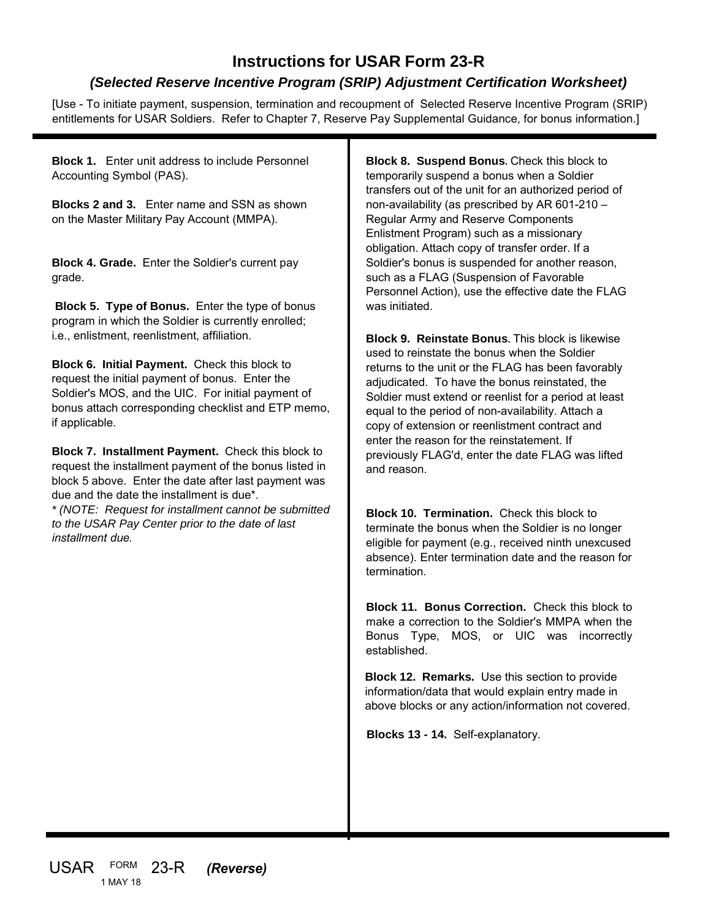# Instructions for USAR Form 23-R

## *(Selected Reserve Incentive Program (SRIP) Adjustment Certification Worksheet)*

[Use - To initiate payment, suspension, termination and recoupment of Selected Reserve Incentive Program (SRIP) entitlements for USAR Soldiers. Refer to Chapter 7, Reserve Pay Supplemental Guidance, for bonus information.]

**Block 1.** Enter unit address to include Personnel Accounting Symbol (PAS).

**Blocks 2 and 3.** Enter name and SSN as shown on the Master Military Pay Account (MMPA).

**Block 4. Grade.** Enter the Soldier's current pay grade.

**Block 5. Type of Bonus.** Enter the type of bonus program in which the Soldier is currently enrolled; i.e., enlistment, reenlistment, affiliation.

**Block 6. Initial Payment.** Check this block to request the initial payment of bonus. Enter the Soldier's MOS, and the UIC. For initial payment of bonus attach corresponding checklist and ETP memo, if applicable.

**Block 7. Installment Payment.** Check this block to request the installment payment of the bonus listed in block 5 above. Enter the date after last payment was due and the date the installment is due*.
*\* (NOTE: Request for installment cannot be submitted to the USAR Pay Center prior to the date of last installment due.*

**Block 8. Suspend Bonus.** Check this block to temporarily suspend a bonus when a Soldier transfers out of the unit for an authorized period of non-availability (as prescribed by AR 601-210 – Regular Army and Reserve Components Enlistment Program) such as a missionary obligation. Attach copy of transfer order. If a Soldier's bonus is suspended for another reason, such as a FLAG (Suspension of Favorable Personnel Action), use the effective date the FLAG was initiated.

**Block 9. Reinstate Bonus.** This block is likewise used to reinstate the bonus when the Soldier returns to the unit or the FLAG has been favorably adjudicated. To have the bonus reinstated, the Soldier must extend or reenlist for a period at least equal to the period of non-availability. Attach a copy of extension or reenlistment contract and enter the reason for the reinstatement. If previously FLAG'd, enter the date FLAG was lifted and reason.

**Block 10. Termination.** Check this block to terminate the bonus when the Soldier is no longer eligible for payment (e.g., received ninth unexcused absence). Enter termination date and the reason for termination.

**Block 11. Bonus Correction.** Check this block to make a correction to the Soldier's MMPA when the Bonus Type, MOS, or UIC was incorrectly established.

**Block 12. Remarks.** Use this section to provide information/data that would explain entry made in above blocks or any action/information not covered.

**Blocks 13 - 14.** Self-explanatory.

USAR FORM 23-R *(Reverse)*
1 MAY 18